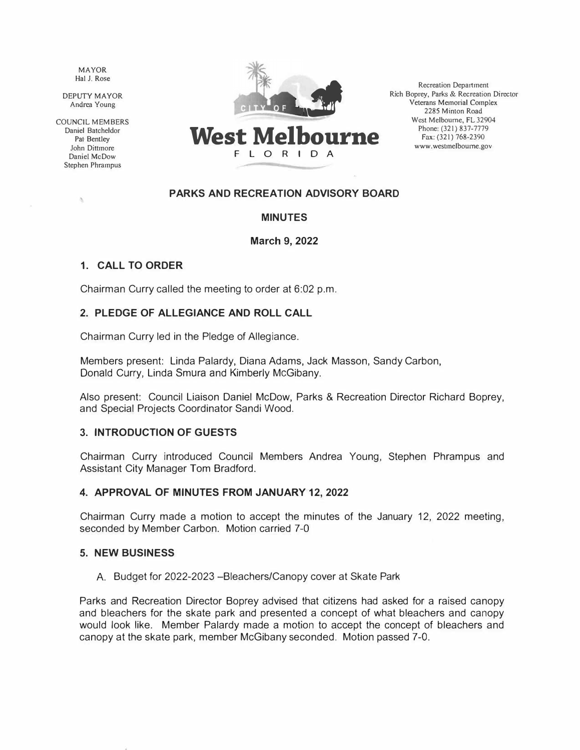MAYOR
Hal J. Rose

DEPUTY MAYOR
Andrea Young

COUNCIL MEMBERS
Daniel Batcheldor
Pat Bentley
John Dittmore
Daniel McDow
Stephen Phrampus

**City of West Melbourne**
FLORIDA

Recreation Department
Rich Boprey, Parks & Recreation Director
Veterans Memorial Complex
2285 Minton Road
West Melbourne, FL 32904
Phone: (321) 837-7779
Fax: (321) 768-2390
www.westmelbourne.gov

## PARKS AND RECREATION ADVISORY BOARD

## MINUTES

## March 9, 2022

### 1. CALL TO ORDER

Chairman Curry called the meeting to order at 6:02 p.m.

### 2. PLEDGE OF ALLEGIANCE AND ROLL CALL

Chairman Curry led in the Pledge of Allegiance.

Members present: Linda Palardy, Diana Adams, Jack Masson, Sandy Carbon, Donald Curry, Linda Smura and Kimberly McGibany.

Also present: Council Liaison Daniel McDow, Parks & Recreation Director Richard Boprey, and Special Projects Coordinator Sandi Wood.

### 3. INTRODUCTION OF GUESTS

Chairman Curry introduced Council Members Andrea Young, Stephen Phrampus and Assistant City Manager Tom Bradford.

### 4. APPROVAL OF MINUTES FROM JANUARY 12, 2022

Chairman Curry made a motion to accept the minutes of the January 12, 2022 meeting, seconded by Member Carbon. Motion carried 7-0

### 5. NEW BUSINESS

A. Budget for 2022-2023 –Bleachers/Canopy cover at Skate Park

Parks and Recreation Director Boprey advised that citizens had asked for a raised canopy and bleachers for the skate park and presented a concept of what bleachers and canopy would look like. Member Palardy made a motion to accept the concept of bleachers and canopy at the skate park, member McGibany seconded. Motion passed 7-0.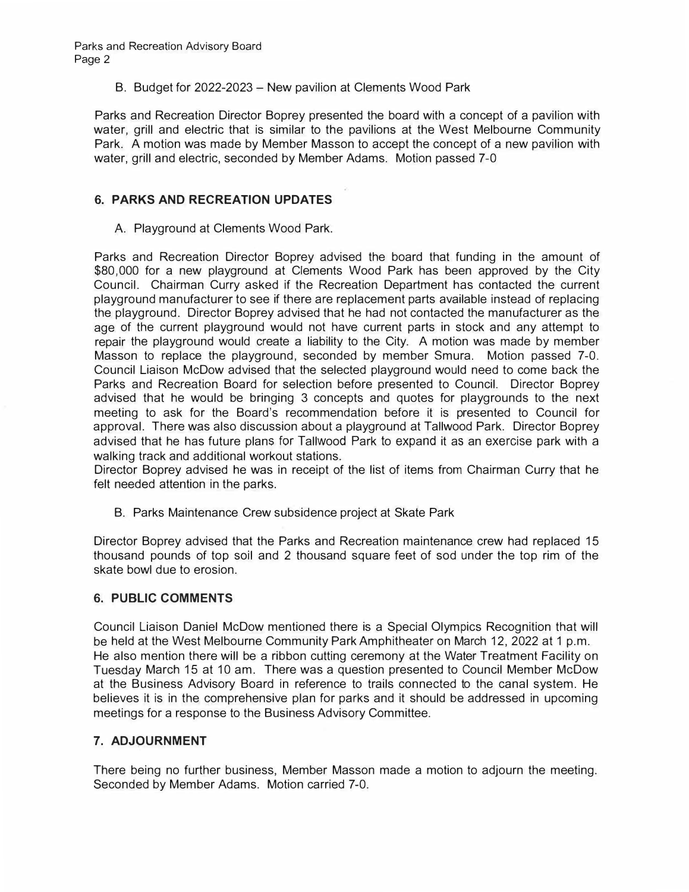B. Budget for 2022-2023 – New pavilion at Clements Wood Park

Parks and Recreation Director Boprey presented the board with a concept of a pavilion with water, grill and electric that is similar to the pavilions at the West Melbourne Community Park. A motion was made by Member Masson to accept the concept of a new pavilion with water, grill and electric, seconded by Member Adams. Motion passed 7-0

## 6. PARKS AND RECREATION UPDATES

A. Playground at Clements Wood Park.

Parks and Recreation Director Boprey advised the board that funding in the amount of $80,000 for a new playground at Clements Wood Park has been approved by the City Council. Chairman Curry asked if the Recreation Department has contacted the current playground manufacturer to see if there are replacement parts available instead of replacing the playground. Director Boprey advised that he had not contacted the manufacturer as the age of the current playground would not have current parts in stock and any attempt to repair the playground would create a liability to the City. A motion was made by member Masson to replace the playground, seconded by member Smura. Motion passed 7-0. Council Liaison McDow advised that the selected playground would need to come back the Parks and Recreation Board for selection before presented to Council. Director Boprey advised that he would be bringing 3 concepts and quotes for playgrounds to the next meeting to ask for the Board's recommendation before it is presented to Council for approval. There was also discussion about a playground at Tallwood Park. Director Boprey advised that he has future plans for Tallwood Park to expand it as an exercise park with a walking track and additional workout stations.
Director Boprey advised he was in receipt of the list of items from Chairman Curry that he felt needed attention in the parks.

B. Parks Maintenance Crew subsidence project at Skate Park

Director Boprey advised that the Parks and Recreation maintenance crew had replaced 15 thousand pounds of top soil and 2 thousand square feet of sod under the top rim of the skate bowl due to erosion.

## 6. PUBLIC COMMENTS

Council Liaison Daniel McDow mentioned there is a Special Olympics Recognition that will be held at the West Melbourne Community Park Amphitheater on March 12, 2022 at 1 p.m.
He also mention there will be a ribbon cutting ceremony at the Water Treatment Facility on Tuesday March 15 at 10 am. There was a question presented to Council Member McDow at the Business Advisory Board in reference to trails connected to the canal system. He believes it is in the comprehensive plan for parks and it should be addressed in upcoming meetings for a response to the Business Advisory Committee.

## 7. ADJOURNMENT

There being no further business, Member Masson made a motion to adjourn the meeting. Seconded by Member Adams. Motion carried 7-0.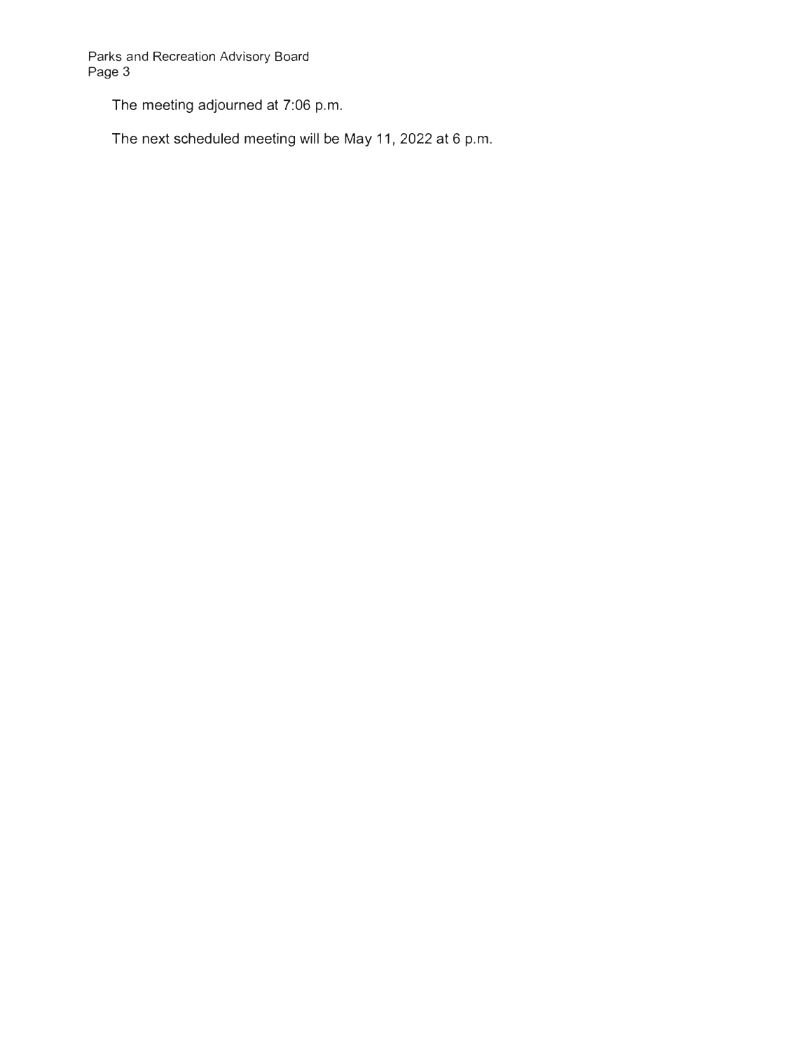The meeting adjourned at 7:06 p.m.

The next scheduled meeting will be May 11, 2022 at 6 p.m.